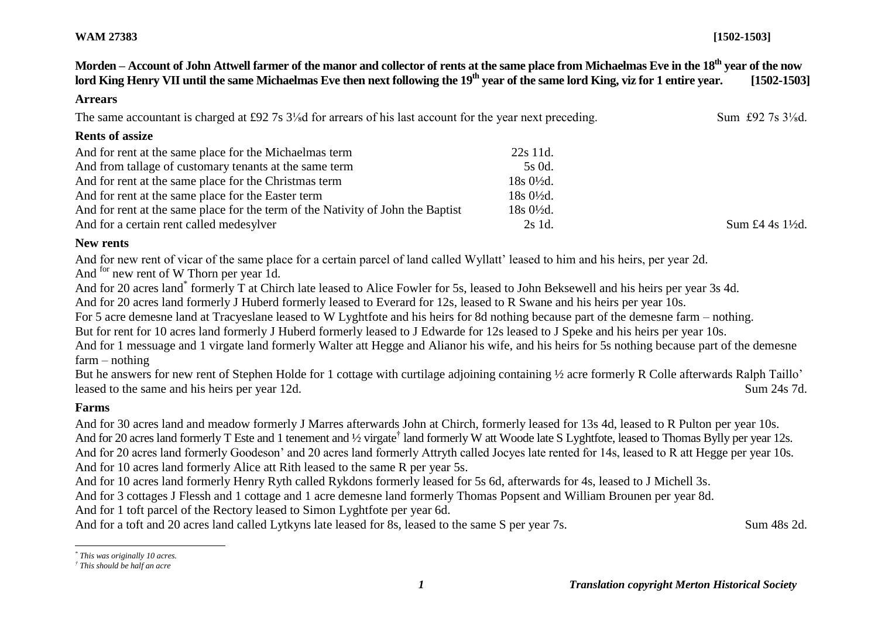**WAM 27383** **[1502-1503]**

**Morden – Account of John Attwell farmer of the manor and collector of rents at the same place from Michaelmas Eve in the 18th year of the now lord King Henry VII until the same Michaelmas Eve then next following the 19th year of the same lord King, viz for 1 entire year. [1502-1503]**

### Arrears

The same accountant is charged at £92 7s 3⅛d for arrears of his last account for the year next preceding. Sum £92 7s 3⅛d.

### Rents of assize

| | | |
|---|---|---|
| And for rent at the same place for the Michaelmas term | 22s 11d. | |
| And from tallage of customary tenants at the same term | 5s 0d. | |
| And for rent at the same place for the Christmas term | 18s 0½d. | |
| And for rent at the same place for the Easter term | 18s 0½d. | |
| And for rent at the same place for the term of the Nativity of John the Baptist | 18s 0½d. | |
| And for a certain rent called medesylver | 2s 1d. | Sum £4 4s 1½d. |

### New rents

And for new rent of vicar of the same place for a certain parcel of land called Wyllatt' leased to him and his heirs, per year 2d.

And [for] new rent of W Thorn per year 1d.

And for 20 acres land[*] formerly T at Chirch late leased to Alice Fowler for 5s, leased to John Beksewell and his heirs per year 3s 4d.

And for 20 acres land formerly J Huberd formerly leased to Everard for 12s, leased to R Swane and his heirs per year 10s.

For 5 acre demesne land at Tracyeslane leased to W Lyghtfote and his heirs for 8d nothing because part of the demesne farm – nothing.

But for rent for 10 acres land formerly J Huberd formerly leased to J Edwarde for 12s leased to J Speke and his heirs per year 10s.

And for 1 messuage and 1 virgate land formerly Walter att Hegge and Alianor his wife, and his heirs for 5s nothing because part of the demesne farm – nothing

But he answers for new rent of Stephen Holde for 1 cottage with curtilage adjoining containing ½ acre formerly R Colle afterwards Ralph Taillo' leased to the same and his heirs per year 12d. Sum 24s 7d.

### Farms

And for 30 acres land and meadow formerly J Marres afterwards John at Chirch, formerly leased for 13s 4d, leased to R Pulton per year 10s.

And for 20 acres land formerly T Este and 1 tenement and ½ virgate[†] land formerly W att Woode late S Lyghtfote, leased to Thomas Bylly per year 12s.

And for 20 acres land formerly Goodeson' and 20 acres land formerly Attryth called Jocyes late rented for 14s, leased to R att Hegge per year 10s.

And for 10 acres land formerly Alice att Rith leased to the same R per year 5s.

And for 10 acres land formerly Henry Ryth called Rykdons formerly leased for 5s 6d, afterwards for 4s, leased to J Michell 3s.

And for 3 cottages J Flessh and 1 cottage and 1 acre demesne land formerly Thomas Popsent and William Brounen per year 8d.

And for 1 toft parcel of the Rectory leased to Simon Lyghtfote per year 6d.

And for a toft and 20 acres land called Lytkyns late leased for 8s, leased to the same S per year 7s. Sum 48s 2d.

---

[*] *This was originally 10 acres.*

[†] *This should be half an acre*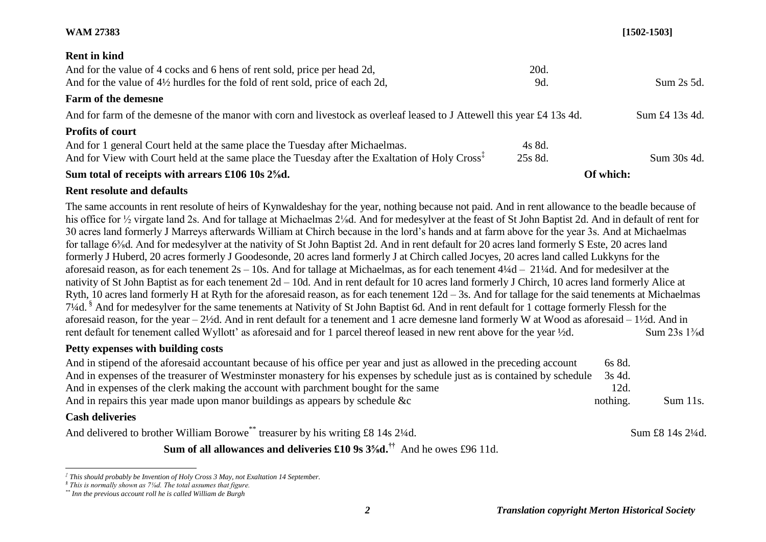**WAM 27383** **[1502-1503]**

### Rent in kind

| | | |
|---|---|---|
| And for the value of 4 cocks and 6 hens of rent sold, price per head 2d, | 20d. | |
| And for the value of 4½ hurdles for the fold of rent sold, price of each 2d, | 9d. | Sum 2s 5d. |

### Farm of the demesne

And for farm of the demesne of the manor with corn and livestock as overleaf leased to J Attewell this year £4 13s 4d. Sum £4 13s 4d.

### Profits of court

| | | |
|---|---|---|
| And for 1 general Court held at the same place the Tuesday after Michaelmas. | 4s 8d. | |
| And for View with Court held at the same place the Tuesday after the Exaltation of Holy Cross[‡] | 25s 8d. | Sum 30s 4d. |

**Sum total of receipts with arrears £106 10s 2⅝d.** **Of which:**

### Rent resolute and defaults

The same accounts in rent resolute of heirs of Kynwaldeshay for the year, nothing because not paid. And in rent allowance to the beadle because of his office for ½ virgate land 2s. And for tallage at Michaelmas 2⅛d. And for medesylver at the feast of St John Baptist 2d. And in default of rent for 30 acres land formerly J Marreys afterwards William at Chirch because in the lord's hands and at farm above for the year 3s. And at Michaelmas for tallage 6⅜d. And for medesylver at the nativity of St John Baptist 2d. And in rent default for 20 acres land formerly S Este, 20 acres land formerly J Huberd, 20 acres formerly J Goodesonde, 20 acres land formerly J at Chirch called Jocyes, 20 acres land called Lukkyns for the aforesaid reason, as for each tenement 2s – 10s. And for tallage at Michaelmas, as for each tenement 4¼d – 21¼d. And for medesilver at the nativity of St John Baptist as for each tenement 2d – 10d. And in rent default for 10 acres land formerly J Church, 10 acres land formerly Alice at Ryth, 10 acres land formerly H at Ryth for the aforesaid reason, as for each tenement 12d – 3s. And for tallage for the said tenements at Michaelmas 7¼d.[§] And for medesylver for the same tenements at Nativity of St John Baptist 6d. And in rent default for 1 cottage formerly Flessh for the aforesaid reason, for the year – 2½d. And in rent default for a tenement and 1 acre demesne land formerly W at Wood as aforesaid – 1½d. And in rent default for tenement called Wyllott' as aforesaid and for 1 parcel thereof leased in new rent above for the year ½d. Sum 23s 1⅜d

### Petty expenses with building costs

| | | |
|---|---|---|
| And in stipend of the aforesaid accountant because of his office per year and just as allowed in the preceding account | 6s 8d. | |
| And in expenses of the treasurer of Westminster monastery for his expenses by schedule just as is contained by schedule | 3s 4d. | |
| And in expenses of the clerk making the account with parchment bought for the same | 12d. | |
| And in repairs this year made upon manor buildings as appears by schedule &c | nothing. | Sum 11s. |

### Cash deliveries

And delivered to brother William Borowe[**] treasurer by his writing £8 14s 2¼d. Sum £8 14s 2¼d.

**Sum of all allowances and deliveries £10 9s 3⅝d.**[††] And he owes £96 11d.

---

*[‡] This should probably be Invention of Holy Cross 3 May, not Exaltation 14 September.*

*[§] This is normally shown as 7⅛d. The total assumes that figure.*

*[**] Inn the previous account roll he is called William de Burgh*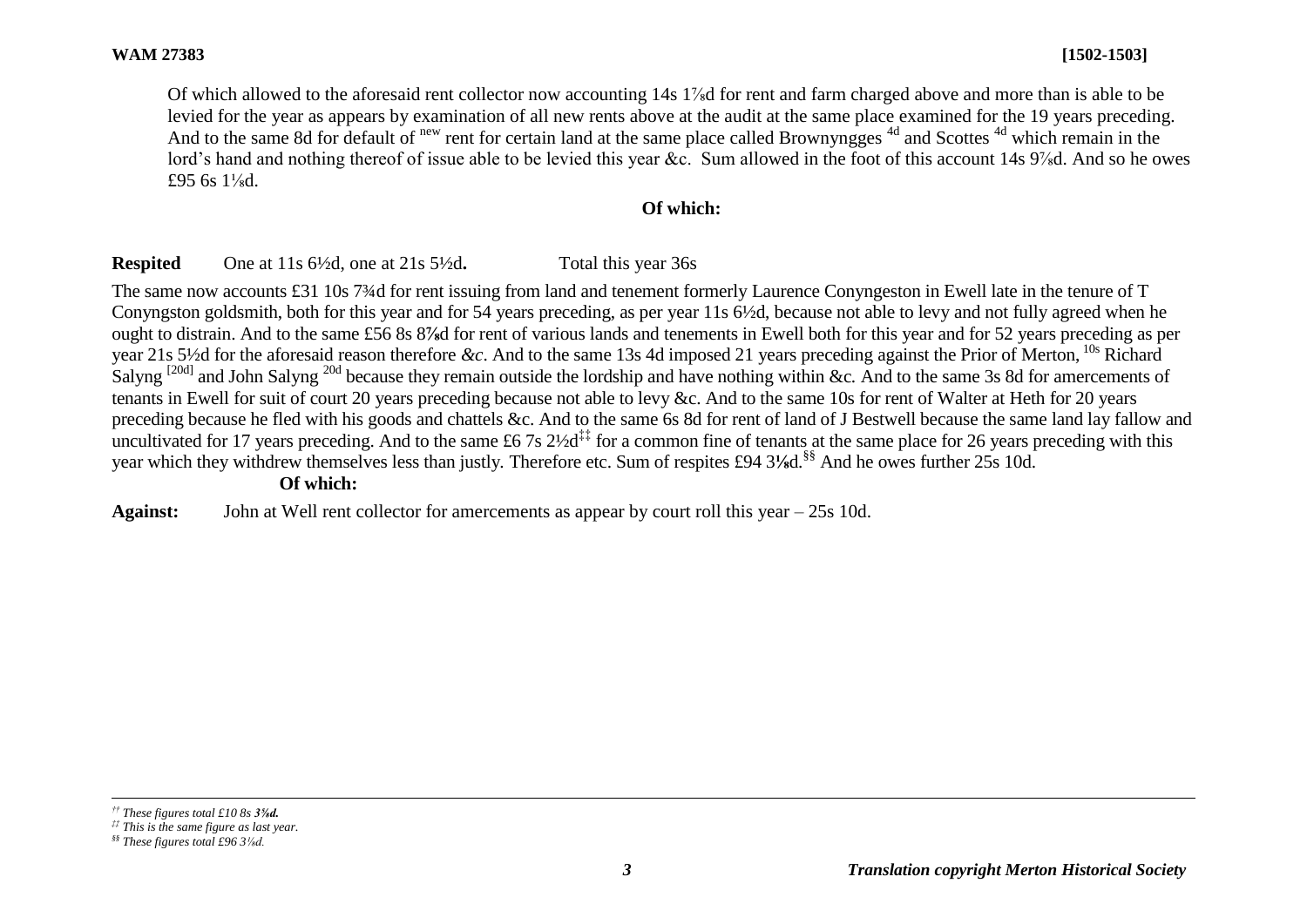Of which allowed to the aforesaid rent collector now accounting 14s 1⅞d for rent and farm charged above and more than is able to be levied for the year as appears by examination of all new rents above at the audit at the same place examined for the 19 years preceding. And to the same 8d for default of [new] rent for certain land at the same place called Brownyngges [4d] and Scottes [4d] which remain in the lord's hand and nothing thereof of issue able to be levied this year &c. Sum allowed in the foot of this account 14s 9⅞d. And so he owes £95 6s 1⅛d.

**Of which:**

**Respited** One at 11s 6½d, one at 21s 5½d**.** Total this year 36s

The same now accounts £31 10s 7¾d for rent issuing from land and tenement formerly Laurence Conyngeston in Ewell late in the tenure of T Conyngston goldsmith, both for this year and for 54 years preceding, as per year 11s 6½d, because not able to levy and not fully agreed when he ought to distrain. And to the same £56 8s 8⅞d for rent of various lands and tenements in Ewell both for this year and for 52 years preceding as per year 21s 5½d for the aforesaid reason therefore *&c*. And to the same 13s 4d imposed 21 years preceding against the Prior of Merton, [10s] Richard Salyng [[20d]] and John Salyng [20d] because they remain outside the lordship and have nothing within &c. And to the same 3s 8d for amercements of tenants in Ewell for suit of court 20 years preceding because not able to levy &c. And to the same 10s for rent of Walter at Heth for 20 years preceding because he fled with his goods and chattels &c. And to the same 6s 8d for rent of land of J Bestwell because the same land lay fallow and uncultivated for 17 years preceding. And to the same £6 7s 2½d[‡‡] for a common fine of tenants at the same place for 26 years preceding with this year which they withdrew themselves less than justly. Therefore etc. Sum of respites £94 3⅛d.[§§] And he owes further 25s 10d.

**Of which:**

**Against:** John at Well rent collector for amercements as appear by court roll this year – 25s 10d.

---

*[††] These figures total £10 8s* ***3⅝d.***

*[‡‡] This is the same figure as last year.*

*[§§] These figures total £96 3⅛d.*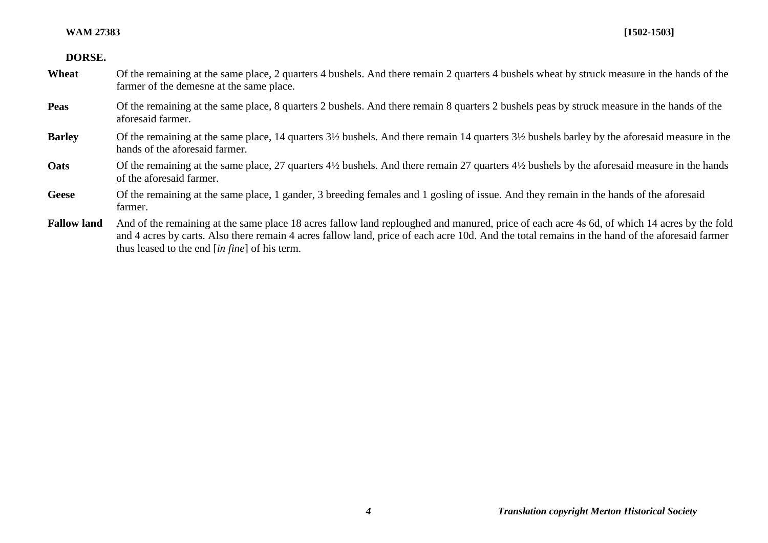**DORSE.**

**Wheat** Of the remaining at the same place, 2 quarters 4 bushels. And there remain 2 quarters 4 bushels wheat by struck measure in the hands of the farmer of the demesne at the same place.

**Peas** Of the remaining at the same place, 8 quarters 2 bushels. And there remain 8 quarters 2 bushels peas by struck measure in the hands of the aforesaid farmer.

**Barley** Of the remaining at the same place, 14 quarters 3½ bushels. And there remain 14 quarters 3½ bushels barley by the aforesaid measure in the hands of the aforesaid farmer.

**Oats** Of the remaining at the same place, 27 quarters 4½ bushels. And there remain 27 quarters 4½ bushels by the aforesaid measure in the hands of the aforesaid farmer.

**Geese** Of the remaining at the same place, 1 gander, 3 breeding females and 1 gosling of issue. And they remain in the hands of the aforesaid farmer.

**Fallow land** And of the remaining at the same place 18 acres fallow land reploughed and manured, price of each acre 4s 6d, of which 14 acres by the fold and 4 acres by carts. Also there remain 4 acres fallow land, price of each acre 10d. And the total remains in the hand of the aforesaid farmer thus leased to the end [*in fine*] of his term.